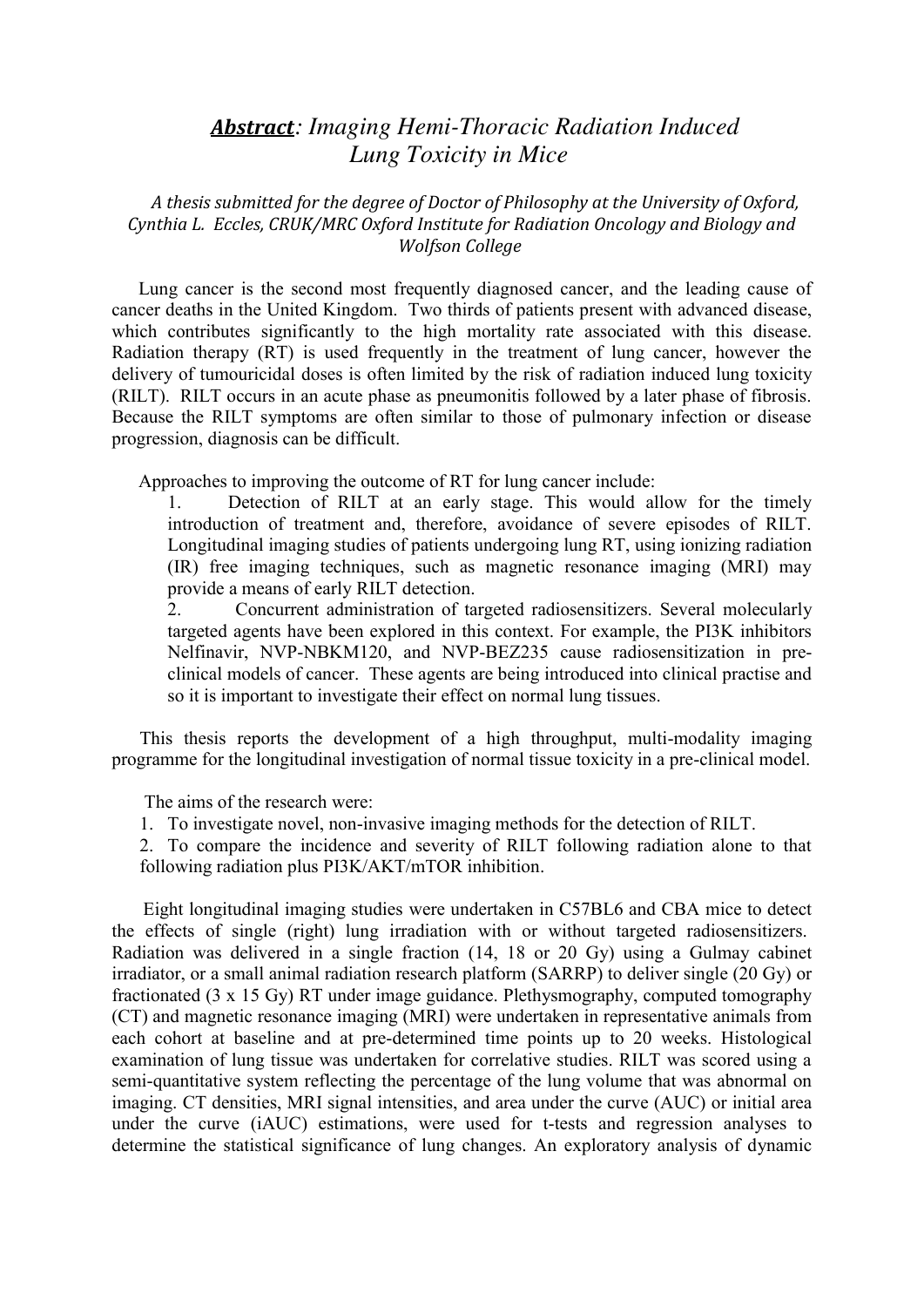# ***Abstract**: Imaging Hemi-Thoracic Radiation Induced Lung Toxicity in Mice*

*A thesis submitted for the degree of Doctor of Philosophy at the University of Oxford, Cynthia L. Eccles, CRUK/MRC Oxford Institute for Radiation Oncology and Biology and Wolfson College*

Lung cancer is the second most frequently diagnosed cancer, and the leading cause of cancer deaths in the United Kingdom. Two thirds of patients present with advanced disease, which contributes significantly to the high mortality rate associated with this disease. Radiation therapy (RT) is used frequently in the treatment of lung cancer, however the delivery of tumouricidal doses is often limited by the risk of radiation induced lung toxicity (RILT). RILT occurs in an acute phase as pneumonitis followed by a later phase of fibrosis. Because the RILT symptoms are often similar to those of pulmonary infection or disease progression, diagnosis can be difficult.

Approaches to improving the outcome of RT for lung cancer include:

1. Detection of RILT at an early stage. This would allow for the timely introduction of treatment and, therefore, avoidance of severe episodes of RILT. Longitudinal imaging studies of patients undergoing lung RT, using ionizing radiation (IR) free imaging techniques, such as magnetic resonance imaging (MRI) may provide a means of early RILT detection.
2. Concurrent administration of targeted radiosensitizers. Several molecularly targeted agents have been explored in this context. For example, the PI3K inhibitors Nelfinavir, NVP-NBKM120, and NVP-BEZ235 cause radiosensitization in pre-clinical models of cancer. These agents are being introduced into clinical practise and so it is important to investigate their effect on normal lung tissues.

This thesis reports the development of a high throughput, multi-modality imaging programme for the longitudinal investigation of normal tissue toxicity in a pre-clinical model.

The aims of the research were:

1. To investigate novel, non-invasive imaging methods for the detection of RILT.
2. To compare the incidence and severity of RILT following radiation alone to that following radiation plus PI3K/AKT/mTOR inhibition.

Eight longitudinal imaging studies were undertaken in C57BL6 and CBA mice to detect the effects of single (right) lung irradiation with or without targeted radiosensitizers. Radiation was delivered in a single fraction (14, 18 or 20 Gy) using a Gulmay cabinet irradiator, or a small animal radiation research platform (SARRP) to deliver single (20 Gy) or fractionated (3 x 15 Gy) RT under image guidance. Plethysmography, computed tomography (CT) and magnetic resonance imaging (MRI) were undertaken in representative animals from each cohort at baseline and at pre-determined time points up to 20 weeks. Histological examination of lung tissue was undertaken for correlative studies. RILT was scored using a semi-quantitative system reflecting the percentage of the lung volume that was abnormal on imaging. CT densities, MRI signal intensities, and area under the curve (AUC) or initial area under the curve (iAUC) estimations, were used for t-tests and regression analyses to determine the statistical significance of lung changes. An exploratory analysis of dynamic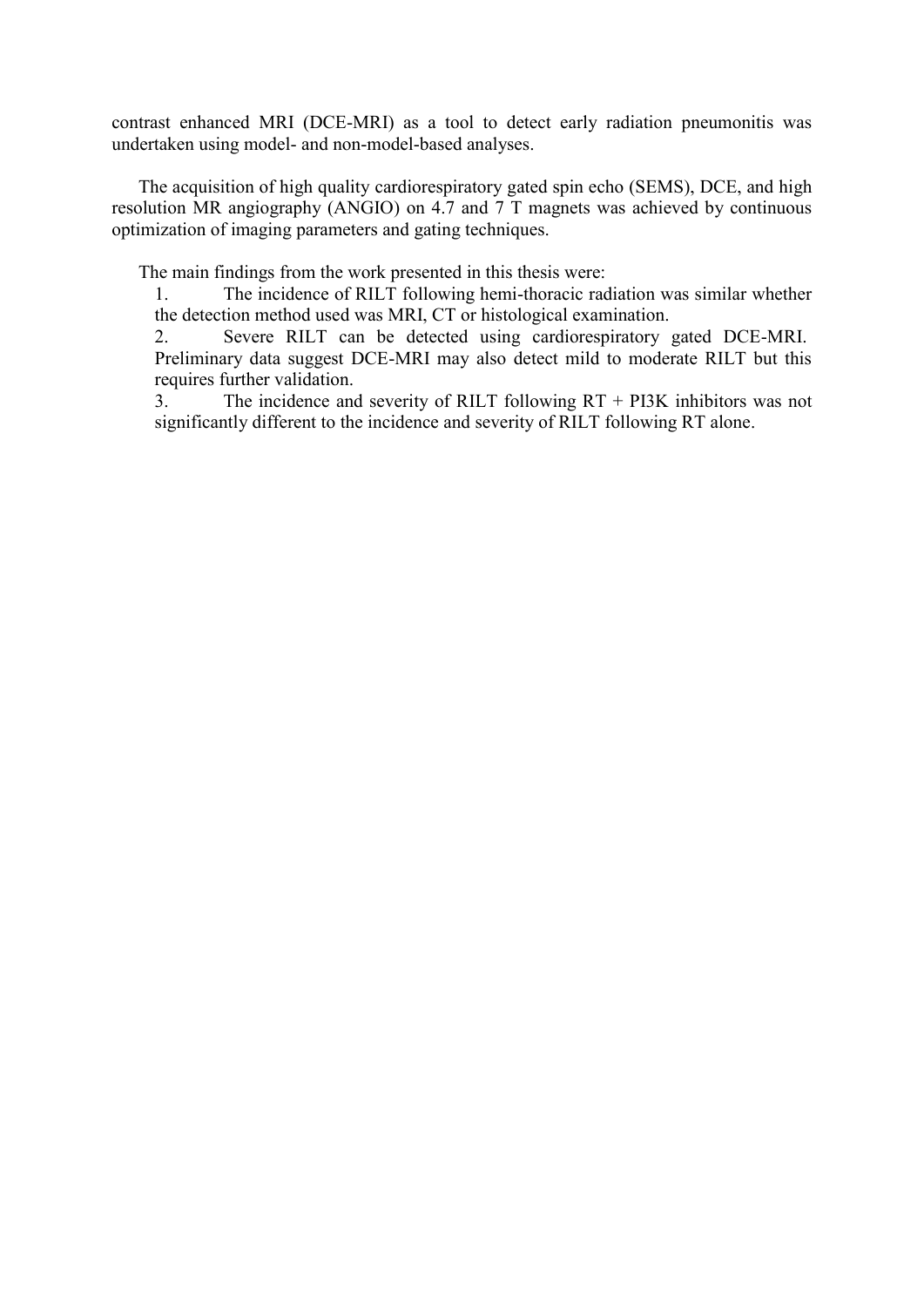contrast enhanced MRI (DCE-MRI) as a tool to detect early radiation pneumonitis was undertaken using model- and non-model-based analyses.

The acquisition of high quality cardiorespiratory gated spin echo (SEMS), DCE, and high resolution MR angiography (ANGIO) on 4.7 and 7 T magnets was achieved by continuous optimization of imaging parameters and gating techniques.

The main findings from the work presented in this thesis were:

1. The incidence of RILT following hemi-thoracic radiation was similar whether the detection method used was MRI, CT or histological examination.
2. Severe RILT can be detected using cardiorespiratory gated DCE-MRI. Preliminary data suggest DCE-MRI may also detect mild to moderate RILT but this requires further validation.
3. The incidence and severity of RILT following RT + PI3K inhibitors was not significantly different to the incidence and severity of RILT following RT alone.